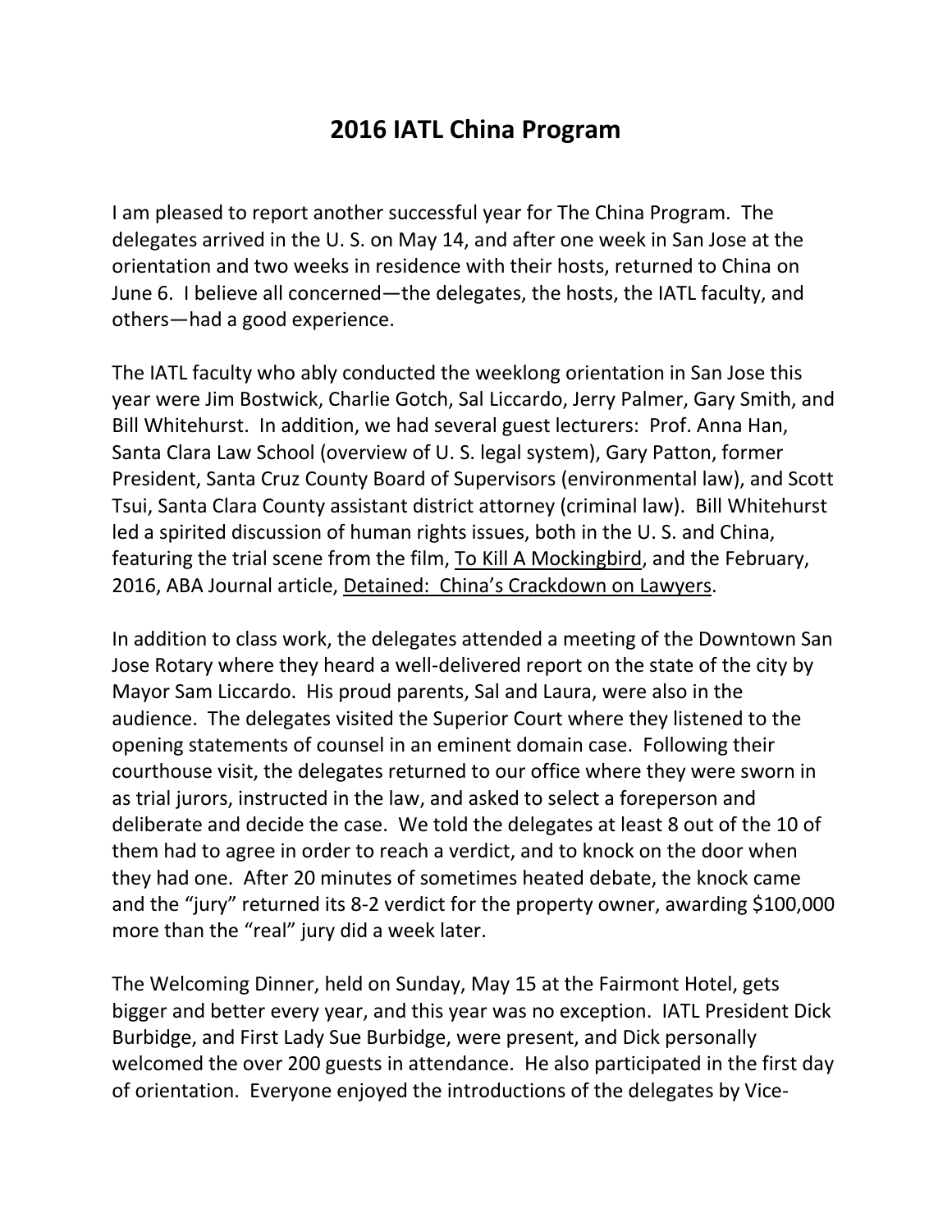# 2016 IATL China Program

I am pleased to report another successful year for The China Program. The delegates arrived in the U. S. on May 14, and after one week in San Jose at the orientation and two weeks in residence with their hosts, returned to China on June 6. I believe all concerned—the delegates, the hosts, the IATL faculty, and others—had a good experience.

The IATL faculty who ably conducted the weeklong orientation in San Jose this year were Jim Bostwick, Charlie Gotch, Sal Liccardo, Jerry Palmer, Gary Smith, and Bill Whitehurst. In addition, we had several guest lecturers: Prof. Anna Han, Santa Clara Law School (overview of U. S. legal system), Gary Patton, former President, Santa Cruz County Board of Supervisors (environmental law), and Scott Tsui, Santa Clara County assistant district attorney (criminal law). Bill Whitehurst led a spirited discussion of human rights issues, both in the U. S. and China, featuring the trial scene from the film, <u>To Kill A Mockingbird</u>, and the February, 2016, ABA Journal article, <u>Detained: China's Crackdown on Lawyers</u>.

In addition to class work, the delegates attended a meeting of the Downtown San Jose Rotary where they heard a well-delivered report on the state of the city by Mayor Sam Liccardo. His proud parents, Sal and Laura, were also in the audience. The delegates visited the Superior Court where they listened to the opening statements of counsel in an eminent domain case. Following their courthouse visit, the delegates returned to our office where they were sworn in as trial jurors, instructed in the law, and asked to select a foreperson and deliberate and decide the case. We told the delegates at least 8 out of the 10 of them had to agree in order to reach a verdict, and to knock on the door when they had one. After 20 minutes of sometimes heated debate, the knock came and the "jury" returned its 8-2 verdict for the property owner, awarding $100,000 more than the "real" jury did a week later.

The Welcoming Dinner, held on Sunday, May 15 at the Fairmont Hotel, gets bigger and better every year, and this year was no exception. IATL President Dick Burbidge, and First Lady Sue Burbidge, were present, and Dick personally welcomed the over 200 guests in attendance. He also participated in the first day of orientation. Everyone enjoyed the introductions of the delegates by Vice-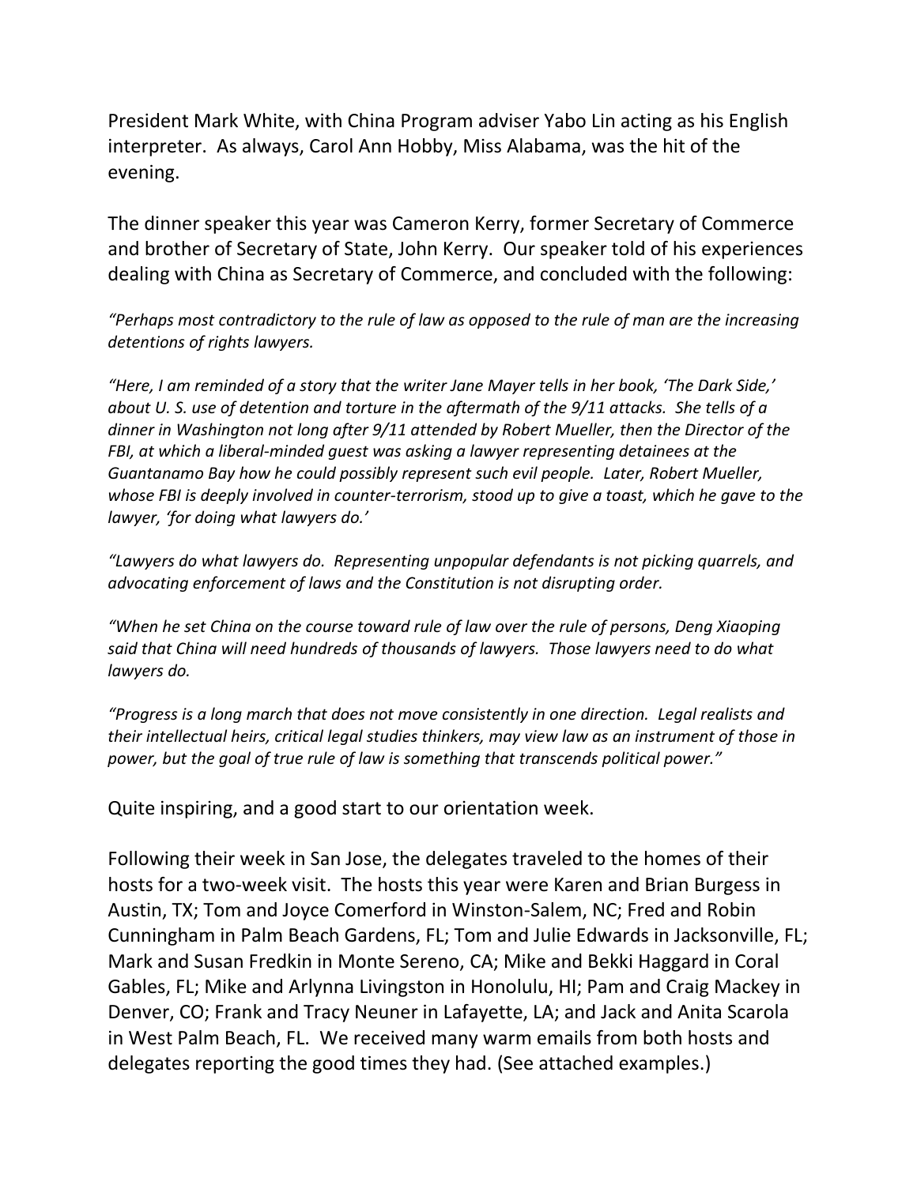President Mark White, with China Program adviser Yabo Lin acting as his English interpreter.  As always, Carol Ann Hobby, Miss Alabama, was the hit of the evening.

The dinner speaker this year was Cameron Kerry, former Secretary of Commerce and brother of Secretary of State, John Kerry.  Our speaker told of his experiences dealing with China as Secretary of Commerce, and concluded with the following:

*"Perhaps most contradictory to the rule of law as opposed to the rule of man are the increasing detentions of rights lawyers.*

*"Here, I am reminded of a story that the writer Jane Mayer tells in her book, 'The Dark Side,' about U. S. use of detention and torture in the aftermath of the 9/11 attacks.  She tells of a dinner in Washington not long after 9/11 attended by Robert Mueller, then the Director of the FBI, at which a liberal-minded guest was asking a lawyer representing detainees at the Guantanamo Bay how he could possibly represent such evil people.  Later, Robert Mueller, whose FBI is deeply involved in counter-terrorism, stood up to give a toast, which he gave to the lawyer, 'for doing what lawyers do.'*

*"Lawyers do what lawyers do.  Representing unpopular defendants is not picking quarrels, and advocating enforcement of laws and the Constitution is not disrupting order.*

*"When he set China on the course toward rule of law over the rule of persons, Deng Xiaoping said that China will need hundreds of thousands of lawyers.  Those lawyers need to do what lawyers do.*

*"Progress is a long march that does not move consistently in one direction.  Legal realists and their intellectual heirs, critical legal studies thinkers, may view law as an instrument of those in power, but the goal of true rule of law is something that transcends political power."*

Quite inspiring, and a good start to our orientation week.

Following their week in San Jose, the delegates traveled to the homes of their hosts for a two-week visit.  The hosts this year were Karen and Brian Burgess in Austin, TX; Tom and Joyce Comerford in Winston-Salem, NC; Fred and Robin Cunningham in Palm Beach Gardens, FL; Tom and Julie Edwards in Jacksonville, FL; Mark and Susan Fredkin in Monte Sereno, CA; Mike and Bekki Haggard in Coral Gables, FL; Mike and Arlynna Livingston in Honolulu, HI; Pam and Craig Mackey in Denver, CO; Frank and Tracy Neuner in Lafayette, LA; and Jack and Anita Scarola in West Palm Beach, FL.  We received many warm emails from both hosts and delegates reporting the good times they had. (See attached examples.)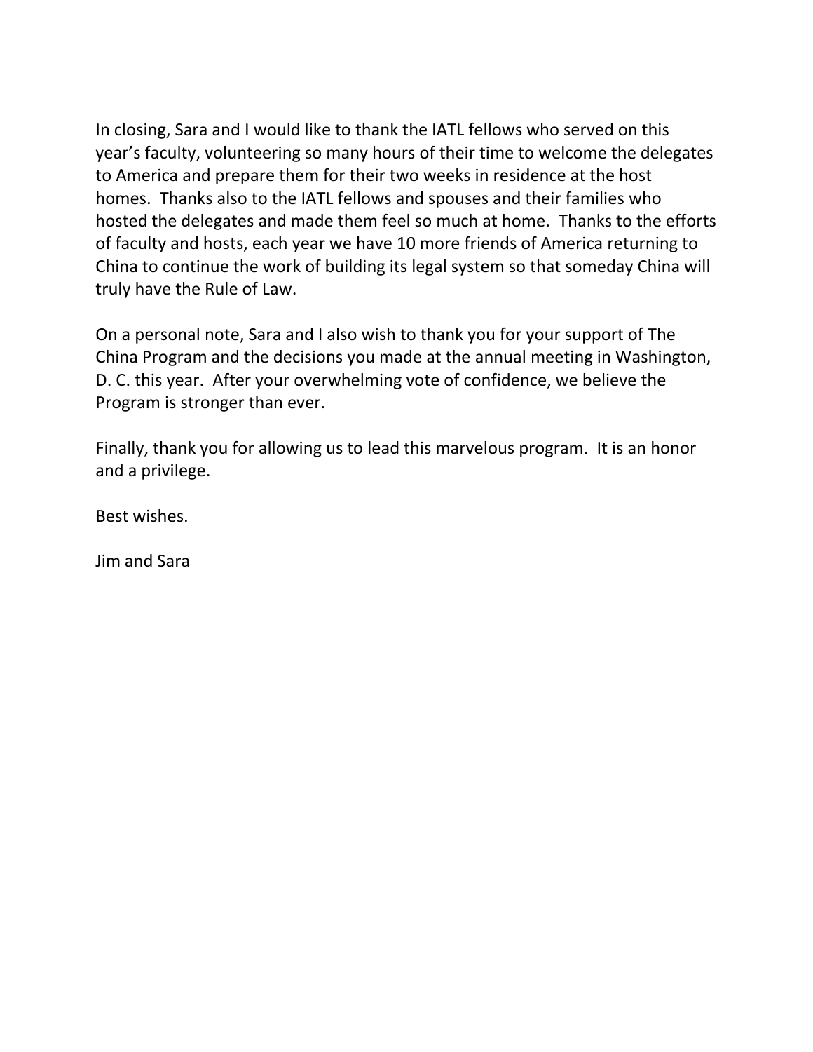In closing, Sara and I would like to thank the IATL fellows who served on this year's faculty, volunteering so many hours of their time to welcome the delegates to America and prepare them for their two weeks in residence at the host homes. Thanks also to the IATL fellows and spouses and their families who hosted the delegates and made them feel so much at home. Thanks to the efforts of faculty and hosts, each year we have 10 more friends of America returning to China to continue the work of building its legal system so that someday China will truly have the Rule of Law.

On a personal note, Sara and I also wish to thank you for your support of The China Program and the decisions you made at the annual meeting in Washington, D. C. this year. After your overwhelming vote of confidence, we believe the Program is stronger than ever.

Finally, thank you for allowing us to lead this marvelous program. It is an honor and a privilege.

Best wishes.

Jim and Sara